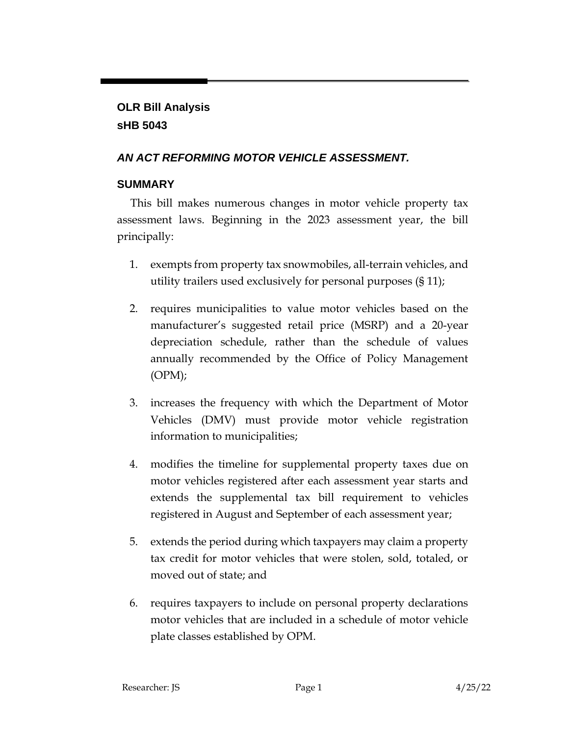**OLR Bill Analysis**
**sHB 5043**

***AN ACT REFORMING MOTOR VEHICLE ASSESSMENT.***

## SUMMARY

This bill makes numerous changes in motor vehicle property tax assessment laws. Beginning in the 2023 assessment year, the bill principally:

1. exempts from property tax snowmobiles, all-terrain vehicles, and utility trailers used exclusively for personal purposes (§ 11);
2. requires municipalities to value motor vehicles based on the manufacturer's suggested retail price (MSRP) and a 20-year depreciation schedule, rather than the schedule of values annually recommended by the Office of Policy Management (OPM);
3. increases the frequency with which the Department of Motor Vehicles (DMV) must provide motor vehicle registration information to municipalities;
4. modifies the timeline for supplemental property taxes due on motor vehicles registered after each assessment year starts and extends the supplemental tax bill requirement to vehicles registered in August and September of each assessment year;
5. extends the period during which taxpayers may claim a property tax credit for motor vehicles that were stolen, sold, totaled, or moved out of state; and
6. requires taxpayers to include on personal property declarations motor vehicles that are included in a schedule of motor vehicle plate classes established by OPM.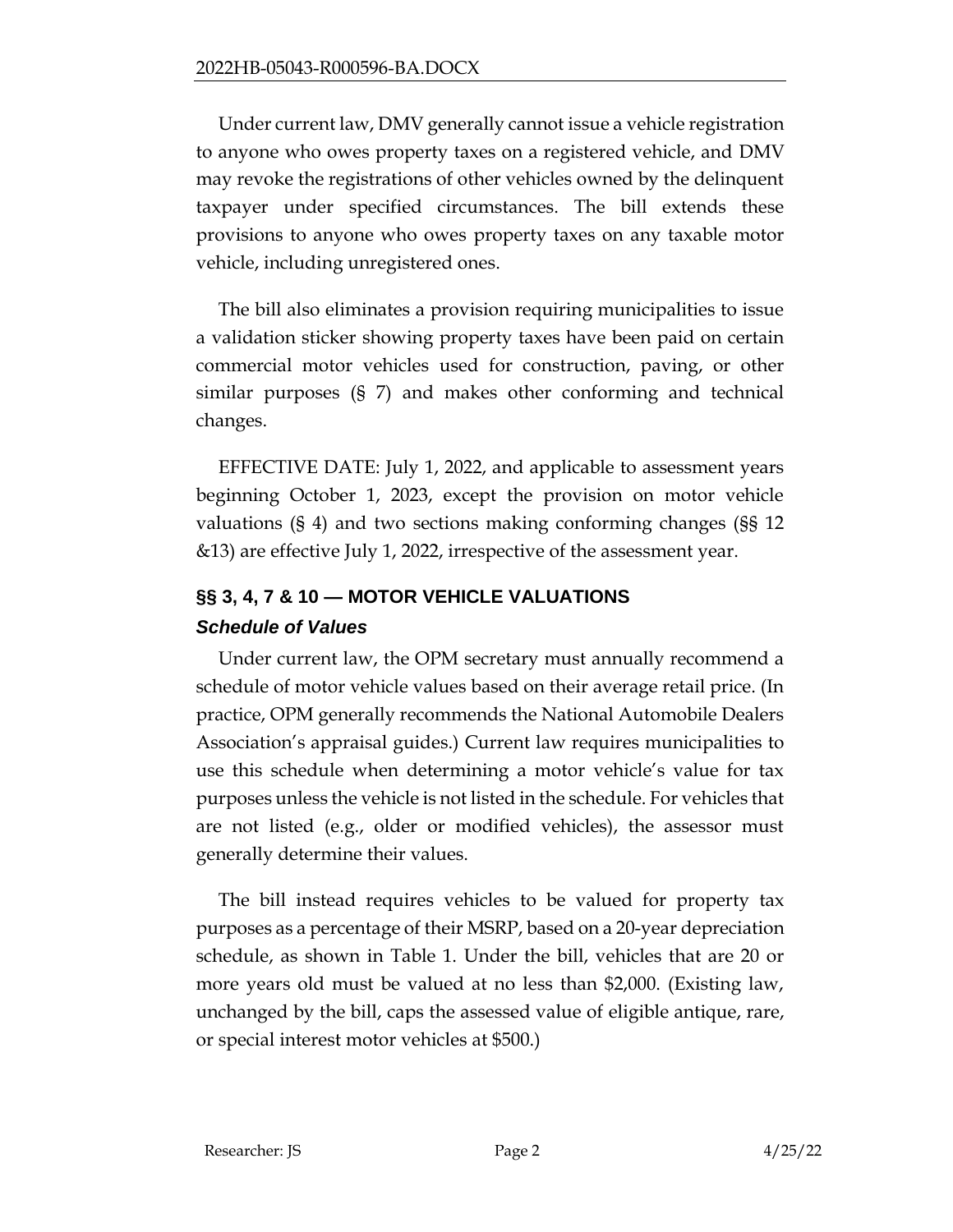Under current law, DMV generally cannot issue a vehicle registration to anyone who owes property taxes on a registered vehicle, and DMV may revoke the registrations of other vehicles owned by the delinquent taxpayer under specified circumstances. The bill extends these provisions to anyone who owes property taxes on any taxable motor vehicle, including unregistered ones.

The bill also eliminates a provision requiring municipalities to issue a validation sticker showing property taxes have been paid on certain commercial motor vehicles used for construction, paving, or other similar purposes (§ 7) and makes other conforming and technical changes.

EFFECTIVE DATE: July 1, 2022, and applicable to assessment years beginning October 1, 2023, except the provision on motor vehicle valuations (§ 4) and two sections making conforming changes (§§ 12 &13) are effective July 1, 2022, irrespective of the assessment year.

## §§ 3, 4, 7 & 10 — MOTOR VEHICLE VALUATIONS

### *Schedule of Values*

Under current law, the OPM secretary must annually recommend a schedule of motor vehicle values based on their average retail price. (In practice, OPM generally recommends the National Automobile Dealers Association's appraisal guides.) Current law requires municipalities to use this schedule when determining a motor vehicle's value for tax purposes unless the vehicle is not listed in the schedule. For vehicles that are not listed (e.g., older or modified vehicles), the assessor must generally determine their values.

The bill instead requires vehicles to be valued for property tax purposes as a percentage of their MSRP, based on a 20-year depreciation schedule, as shown in Table 1. Under the bill, vehicles that are 20 or more years old must be valued at no less than $2,000. (Existing law, unchanged by the bill, caps the assessed value of eligible antique, rare, or special interest motor vehicles at $500.)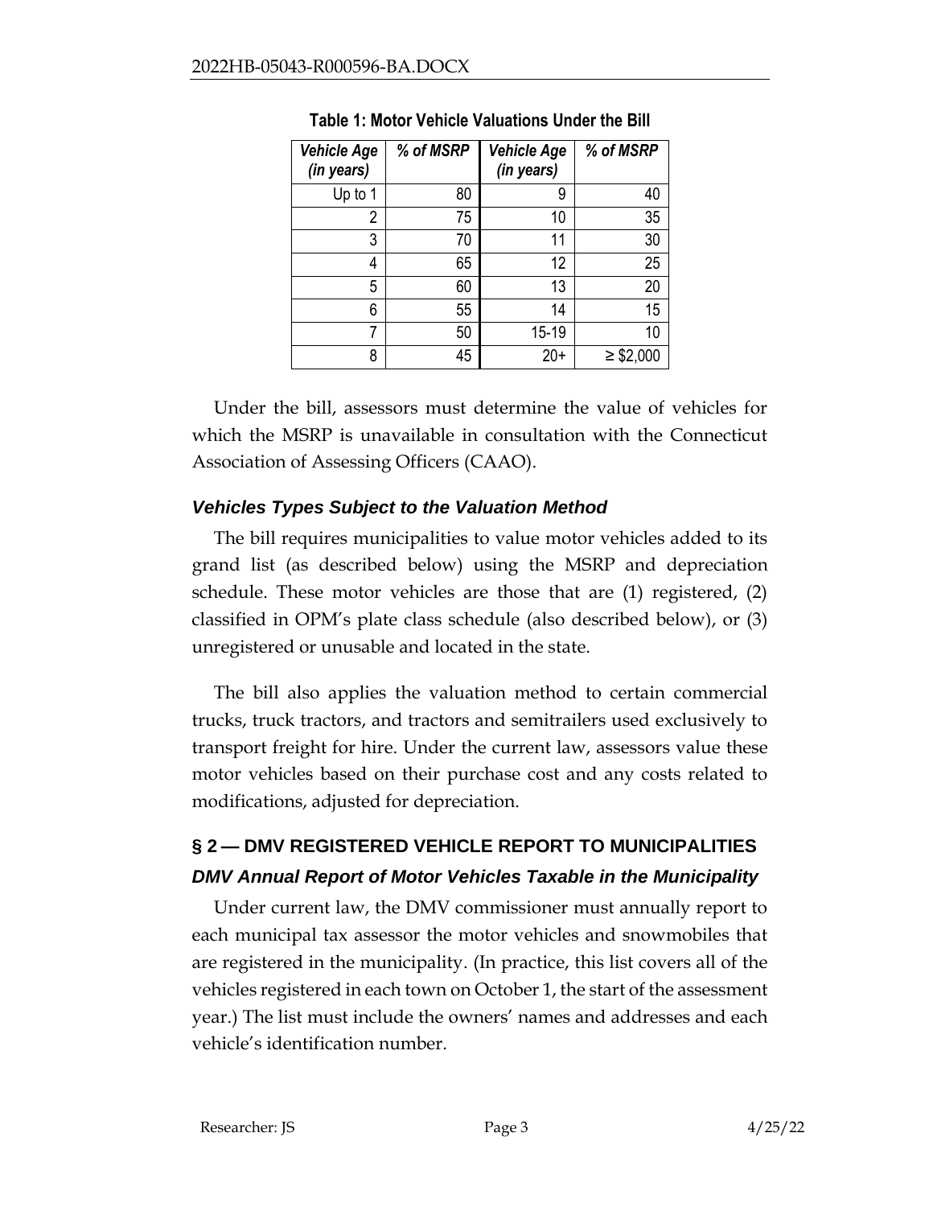**Table 1: Motor Vehicle Valuations Under the Bill**

| *Vehicle Age (in years)* | *% of MSRP* | *Vehicle Age (in years)* | *% of MSRP* |
|---|---|---|---|
| Up to 1 | 80 | 9 | 40 |
| 2 | 75 | 10 | 35 |
| 3 | 70 | 11 | 30 |
| 4 | 65 | 12 | 25 |
| 5 | 60 | 13 | 20 |
| 6 | 55 | 14 | 15 |
| 7 | 50 | 15-19 | 10 |
| 8 | 45 | 20+ | ≥ $2,000 |

Under the bill, assessors must determine the value of vehicles for which the MSRP is unavailable in consultation with the Connecticut Association of Assessing Officers (CAAO).

### *Vehicles Types Subject to the Valuation Method*

The bill requires municipalities to value motor vehicles added to its grand list (as described below) using the MSRP and depreciation schedule. These motor vehicles are those that are (1) registered, (2) classified in OPM's plate class schedule (also described below), or (3) unregistered or unusable and located in the state.

The bill also applies the valuation method to certain commercial trucks, truck tractors, and tractors and semitrailers used exclusively to transport freight for hire. Under the current law, assessors value these motor vehicles based on their purchase cost and any costs related to modifications, adjusted for depreciation.

## § 2 — DMV REGISTERED VEHICLE REPORT TO MUNICIPALITIES

### *DMV Annual Report of Motor Vehicles Taxable in the Municipality*

Under current law, the DMV commissioner must annually report to each municipal tax assessor the motor vehicles and snowmobiles that are registered in the municipality. (In practice, this list covers all of the vehicles registered in each town on October 1, the start of the assessment year.) The list must include the owners' names and addresses and each vehicle's identification number.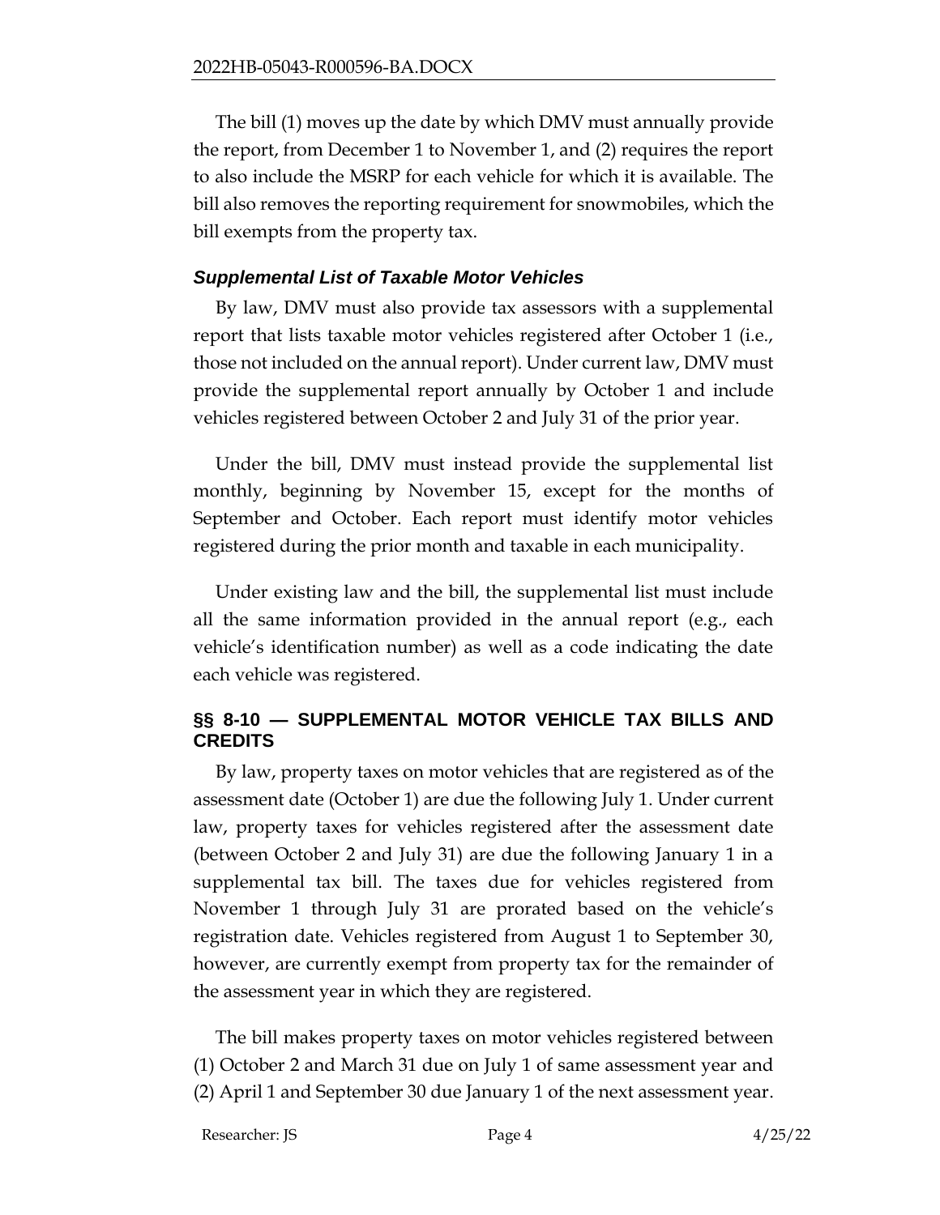The bill (1) moves up the date by which DMV must annually provide the report, from December 1 to November 1, and (2) requires the report to also include the MSRP for each vehicle for which it is available. The bill also removes the reporting requirement for snowmobiles, which the bill exempts from the property tax.

### *Supplemental List of Taxable Motor Vehicles*

By law, DMV must also provide tax assessors with a supplemental report that lists taxable motor vehicles registered after October 1 (i.e., those not included on the annual report). Under current law, DMV must provide the supplemental report annually by October 1 and include vehicles registered between October 2 and July 31 of the prior year.

Under the bill, DMV must instead provide the supplemental list monthly, beginning by November 15, except for the months of September and October. Each report must identify motor vehicles registered during the prior month and taxable in each municipality.

Under existing law and the bill, the supplemental list must include all the same information provided in the annual report (e.g., each vehicle's identification number) as well as a code indicating the date each vehicle was registered.

## §§ 8-10 — SUPPLEMENTAL MOTOR VEHICLE TAX BILLS AND CREDITS

By law, property taxes on motor vehicles that are registered as of the assessment date (October 1) are due the following July 1. Under current law, property taxes for vehicles registered after the assessment date (between October 2 and July 31) are due the following January 1 in a supplemental tax bill. The taxes due for vehicles registered from November 1 through July 31 are prorated based on the vehicle's registration date. Vehicles registered from August 1 to September 30, however, are currently exempt from property tax for the remainder of the assessment year in which they are registered.

The bill makes property taxes on motor vehicles registered between (1) October 2 and March 31 due on July 1 of same assessment year and (2) April 1 and September 30 due January 1 of the next assessment year.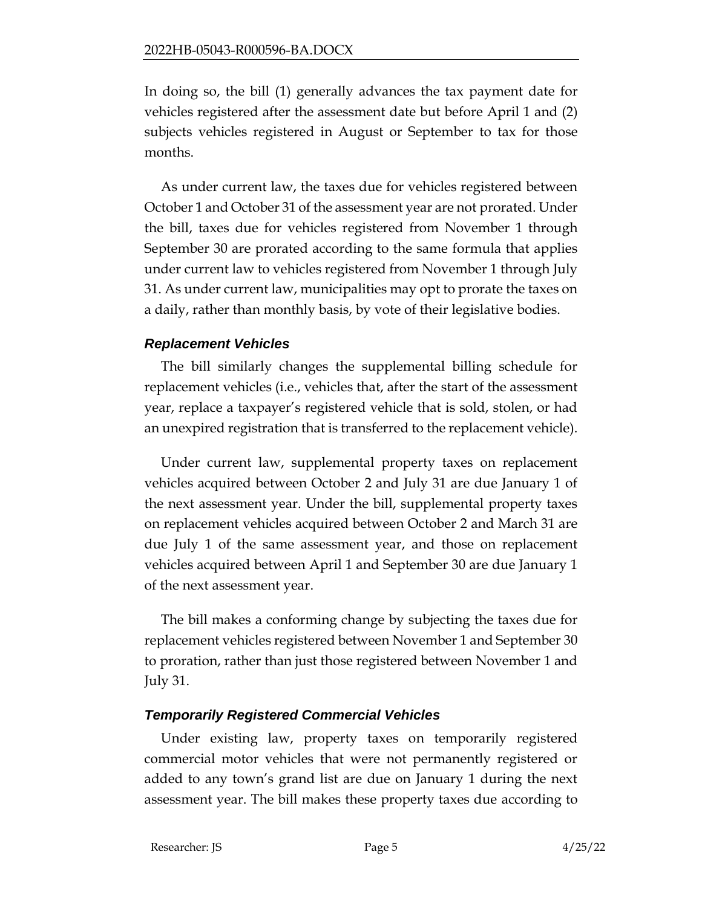In doing so, the bill (1) generally advances the tax payment date for vehicles registered after the assessment date but before April 1 and (2) subjects vehicles registered in August or September to tax for those months.

As under current law, the taxes due for vehicles registered between October 1 and October 31 of the assessment year are not prorated. Under the bill, taxes due for vehicles registered from November 1 through September 30 are prorated according to the same formula that applies under current law to vehicles registered from November 1 through July 31. As under current law, municipalities may opt to prorate the taxes on a daily, rather than monthly basis, by vote of their legislative bodies.

### *Replacement Vehicles*

The bill similarly changes the supplemental billing schedule for replacement vehicles (i.e., vehicles that, after the start of the assessment year, replace a taxpayer's registered vehicle that is sold, stolen, or had an unexpired registration that is transferred to the replacement vehicle).

Under current law, supplemental property taxes on replacement vehicles acquired between October 2 and July 31 are due January 1 of the next assessment year. Under the bill, supplemental property taxes on replacement vehicles acquired between October 2 and March 31 are due July 1 of the same assessment year, and those on replacement vehicles acquired between April 1 and September 30 are due January 1 of the next assessment year.

The bill makes a conforming change by subjecting the taxes due for replacement vehicles registered between November 1 and September 30 to proration, rather than just those registered between November 1 and July 31.

### *Temporarily Registered Commercial Vehicles*

Under existing law, property taxes on temporarily registered commercial motor vehicles that were not permanently registered or added to any town's grand list are due on January 1 during the next assessment year. The bill makes these property taxes due according to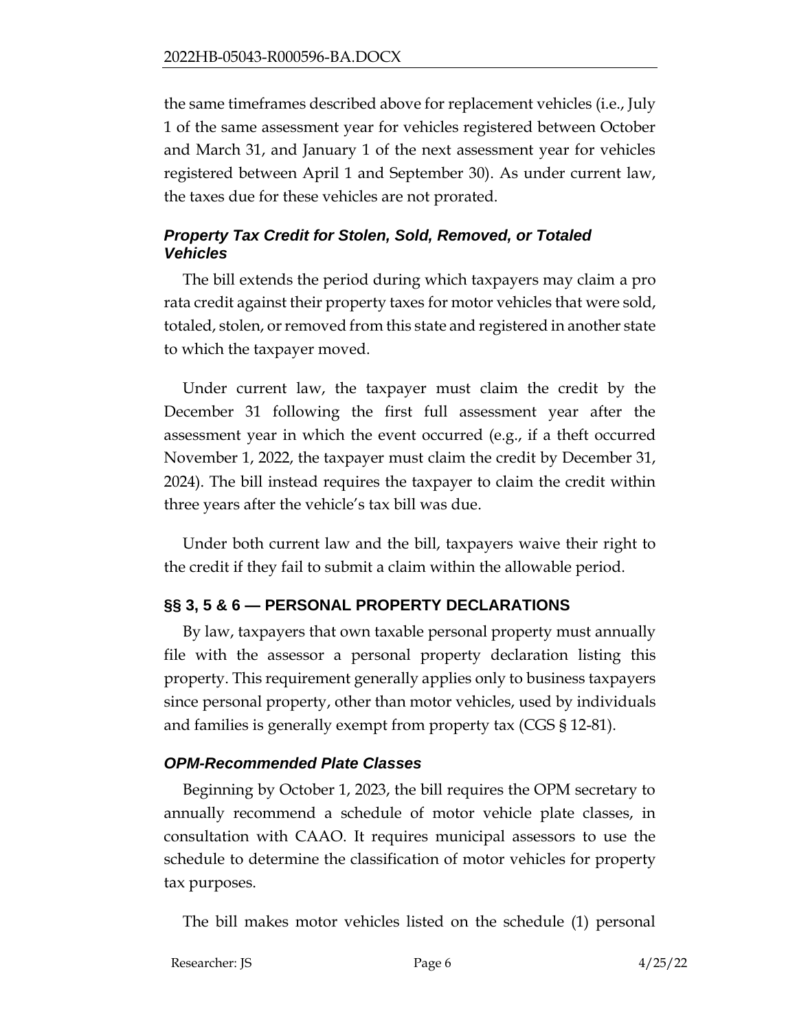the same timeframes described above for replacement vehicles (i.e., July 1 of the same assessment year for vehicles registered between October and March 31, and January 1 of the next assessment year for vehicles registered between April 1 and September 30). As under current law, the taxes due for these vehicles are not prorated.

### *Property Tax Credit for Stolen, Sold, Removed, or Totaled Vehicles*

The bill extends the period during which taxpayers may claim a pro rata credit against their property taxes for motor vehicles that were sold, totaled, stolen, or removed from this state and registered in another state to which the taxpayer moved.

Under current law, the taxpayer must claim the credit by the December 31 following the first full assessment year after the assessment year in which the event occurred (e.g., if a theft occurred November 1, 2022, the taxpayer must claim the credit by December 31, 2024). The bill instead requires the taxpayer to claim the credit within three years after the vehicle's tax bill was due.

Under both current law and the bill, taxpayers waive their right to the credit if they fail to submit a claim within the allowable period.

## §§ 3, 5 & 6 — PERSONAL PROPERTY DECLARATIONS

By law, taxpayers that own taxable personal property must annually file with the assessor a personal property declaration listing this property. This requirement generally applies only to business taxpayers since personal property, other than motor vehicles, used by individuals and families is generally exempt from property tax (CGS § 12-81).

### *OPM-Recommended Plate Classes*

Beginning by October 1, 2023, the bill requires the OPM secretary to annually recommend a schedule of motor vehicle plate classes, in consultation with CAAO. It requires municipal assessors to use the schedule to determine the classification of motor vehicles for property tax purposes.

The bill makes motor vehicles listed on the schedule (1) personal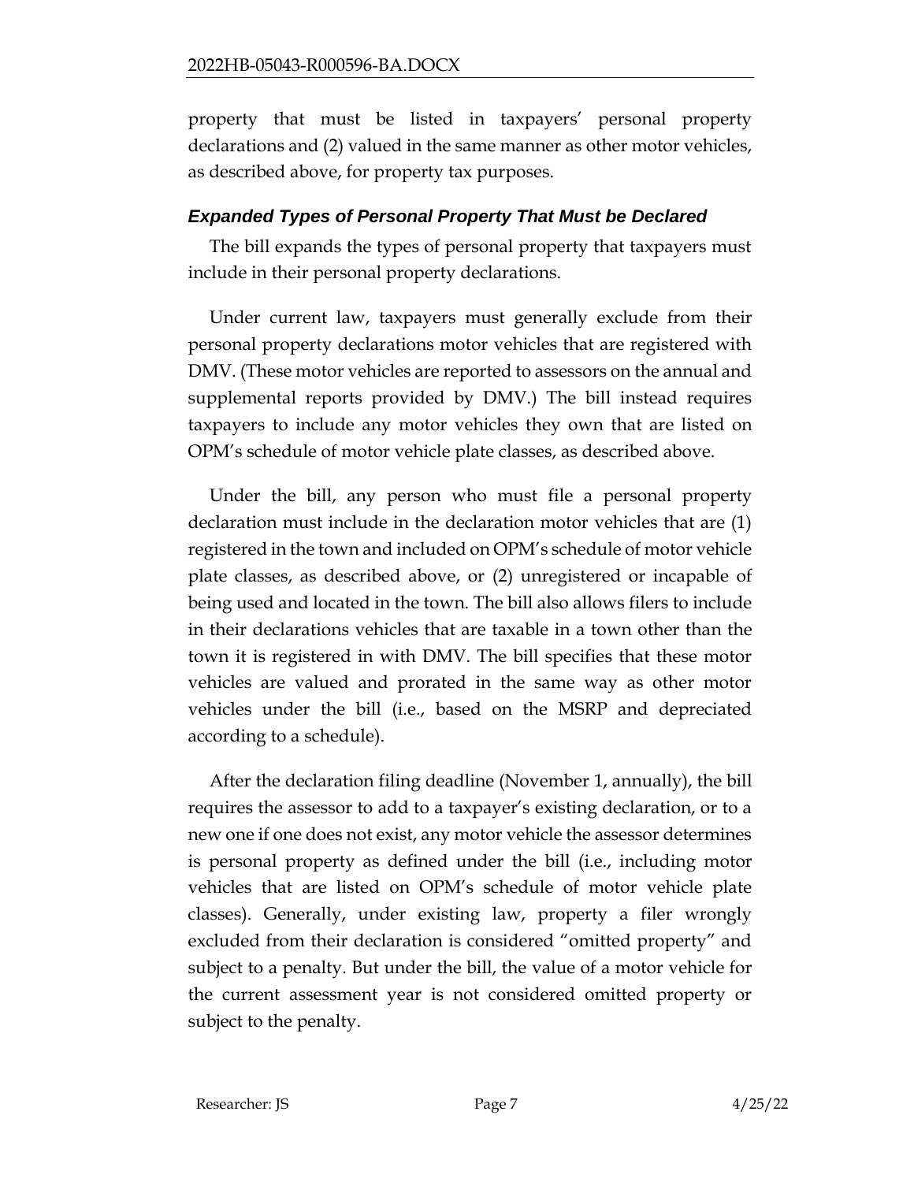property that must be listed in taxpayers' personal property declarations and (2) valued in the same manner as other motor vehicles, as described above, for property tax purposes.

### *Expanded Types of Personal Property That Must be Declared*

The bill expands the types of personal property that taxpayers must include in their personal property declarations.

Under current law, taxpayers must generally exclude from their personal property declarations motor vehicles that are registered with DMV. (These motor vehicles are reported to assessors on the annual and supplemental reports provided by DMV.) The bill instead requires taxpayers to include any motor vehicles they own that are listed on OPM's schedule of motor vehicle plate classes, as described above.

Under the bill, any person who must file a personal property declaration must include in the declaration motor vehicles that are (1) registered in the town and included on OPM's schedule of motor vehicle plate classes, as described above, or (2) unregistered or incapable of being used and located in the town. The bill also allows filers to include in their declarations vehicles that are taxable in a town other than the town it is registered in with DMV. The bill specifies that these motor vehicles are valued and prorated in the same way as other motor vehicles under the bill (i.e., based on the MSRP and depreciated according to a schedule).

After the declaration filing deadline (November 1, annually), the bill requires the assessor to add to a taxpayer's existing declaration, or to a new one if one does not exist, any motor vehicle the assessor determines is personal property as defined under the bill (i.e., including motor vehicles that are listed on OPM's schedule of motor vehicle plate classes). Generally, under existing law, property a filer wrongly excluded from their declaration is considered "omitted property" and subject to a penalty. But under the bill, the value of a motor vehicle for the current assessment year is not considered omitted property or subject to the penalty.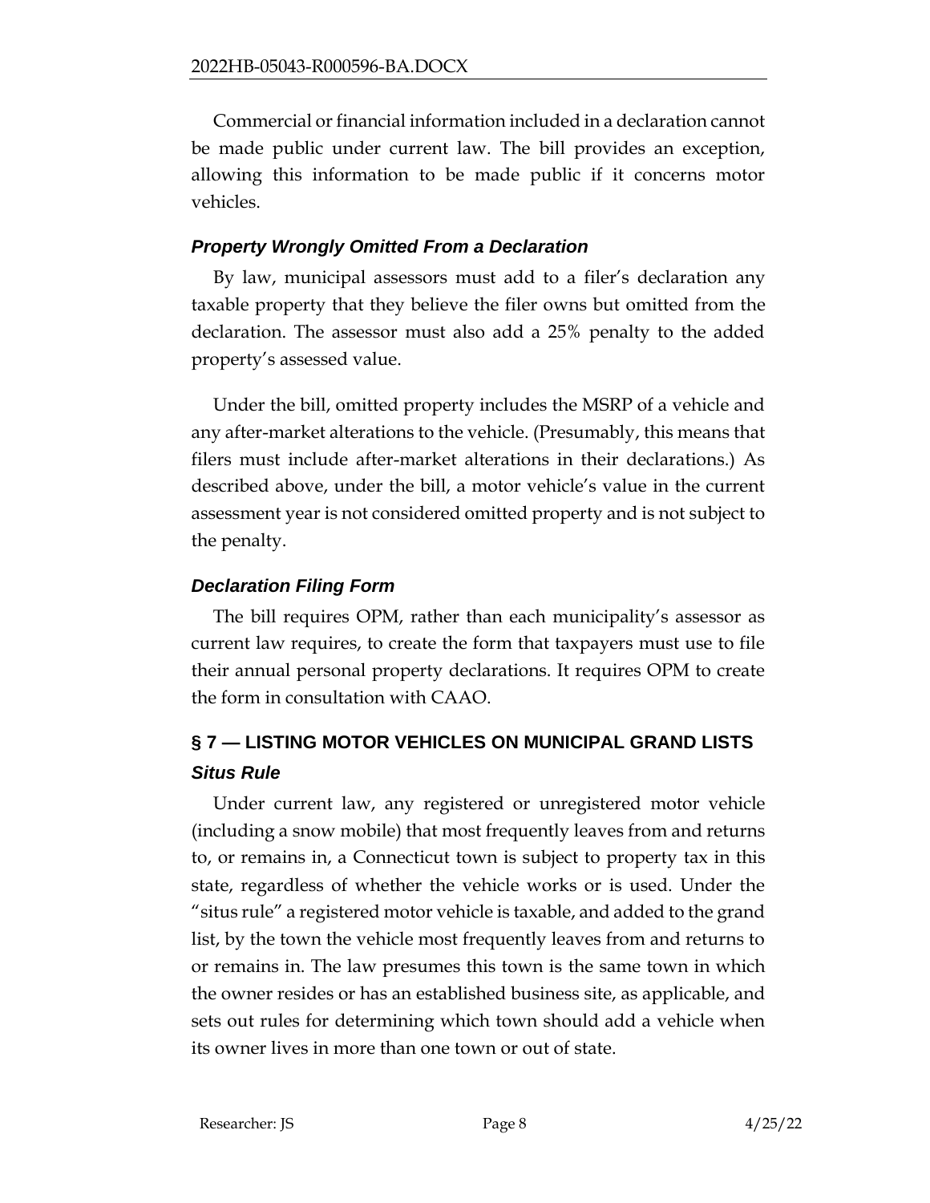Commercial or financial information included in a declaration cannot be made public under current law. The bill provides an exception, allowing this information to be made public if it concerns motor vehicles.

### *Property Wrongly Omitted From a Declaration*

By law, municipal assessors must add to a filer's declaration any taxable property that they believe the filer owns but omitted from the declaration. The assessor must also add a 25% penalty to the added property's assessed value.

Under the bill, omitted property includes the MSRP of a vehicle and any after-market alterations to the vehicle. (Presumably, this means that filers must include after-market alterations in their declarations.) As described above, under the bill, a motor vehicle's value in the current assessment year is not considered omitted property and is not subject to the penalty.

### *Declaration Filing Form*

The bill requires OPM, rather than each municipality's assessor as current law requires, to create the form that taxpayers must use to file their annual personal property declarations. It requires OPM to create the form in consultation with CAAO.

## § 7 — LISTING MOTOR VEHICLES ON MUNICIPAL GRAND LISTS

### *Situs Rule*

Under current law, any registered or unregistered motor vehicle (including a snow mobile) that most frequently leaves from and returns to, or remains in, a Connecticut town is subject to property tax in this state, regardless of whether the vehicle works or is used. Under the "situs rule" a registered motor vehicle is taxable, and added to the grand list, by the town the vehicle most frequently leaves from and returns to or remains in. The law presumes this town is the same town in which the owner resides or has an established business site, as applicable, and sets out rules for determining which town should add a vehicle when its owner lives in more than one town or out of state.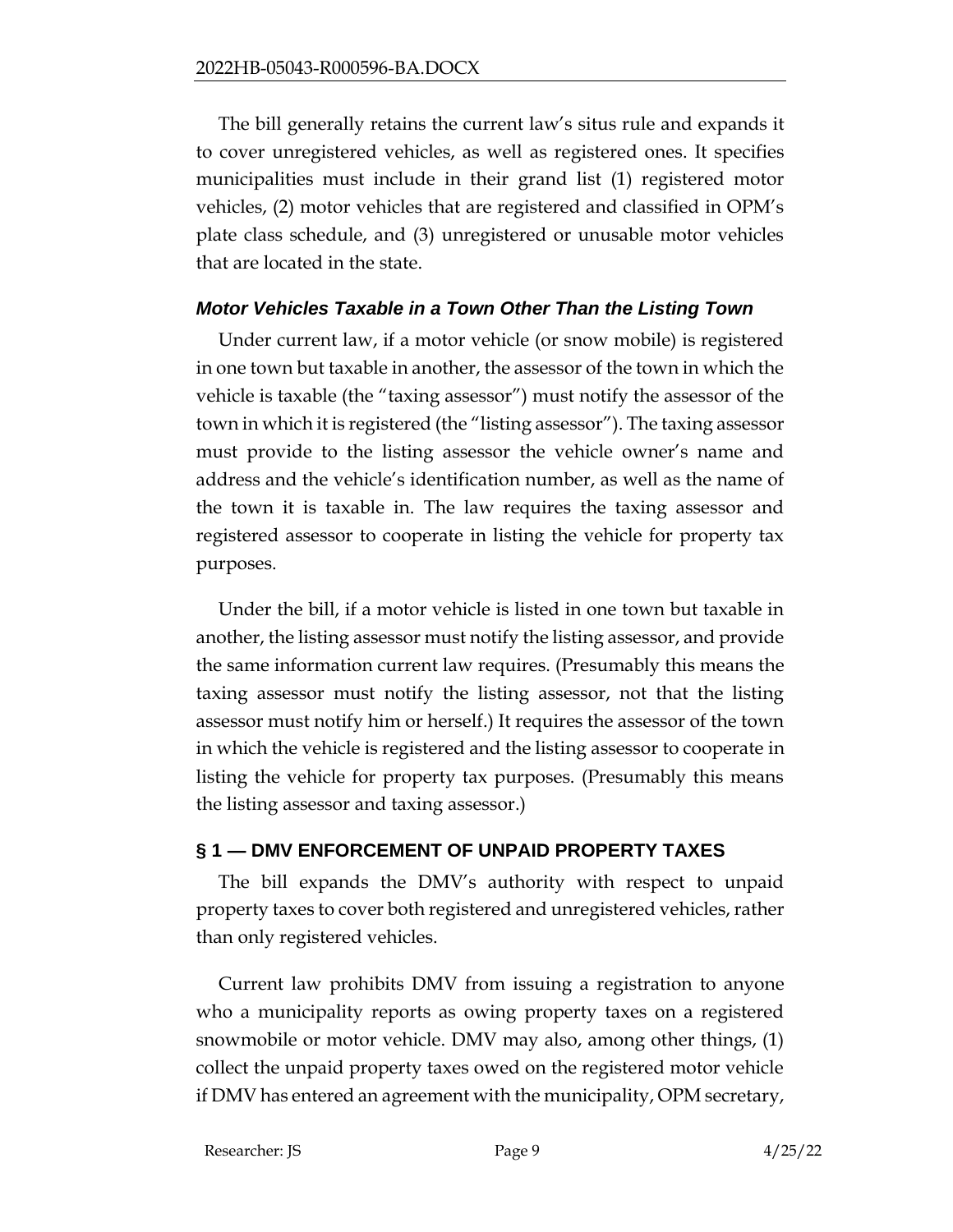The bill generally retains the current law's situs rule and expands it to cover unregistered vehicles, as well as registered ones. It specifies municipalities must include in their grand list (1) registered motor vehicles, (2) motor vehicles that are registered and classified in OPM's plate class schedule, and (3) unregistered or unusable motor vehicles that are located in the state.

### *Motor Vehicles Taxable in a Town Other Than the Listing Town*

Under current law, if a motor vehicle (or snow mobile) is registered in one town but taxable in another, the assessor of the town in which the vehicle is taxable (the "taxing assessor") must notify the assessor of the town in which it is registered (the "listing assessor"). The taxing assessor must provide to the listing assessor the vehicle owner's name and address and the vehicle's identification number, as well as the name of the town it is taxable in. The law requires the taxing assessor and registered assessor to cooperate in listing the vehicle for property tax purposes.

Under the bill, if a motor vehicle is listed in one town but taxable in another, the listing assessor must notify the listing assessor, and provide the same information current law requires. (Presumably this means the taxing assessor must notify the listing assessor, not that the listing assessor must notify him or herself.) It requires the assessor of the town in which the vehicle is registered and the listing assessor to cooperate in listing the vehicle for property tax purposes. (Presumably this means the listing assessor and taxing assessor.)

## § 1 — DMV ENFORCEMENT OF UNPAID PROPERTY TAXES

The bill expands the DMV's authority with respect to unpaid property taxes to cover both registered and unregistered vehicles, rather than only registered vehicles.

Current law prohibits DMV from issuing a registration to anyone who a municipality reports as owing property taxes on a registered snowmobile or motor vehicle. DMV may also, among other things, (1) collect the unpaid property taxes owed on the registered motor vehicle if DMV has entered an agreement with the municipality, OPM secretary,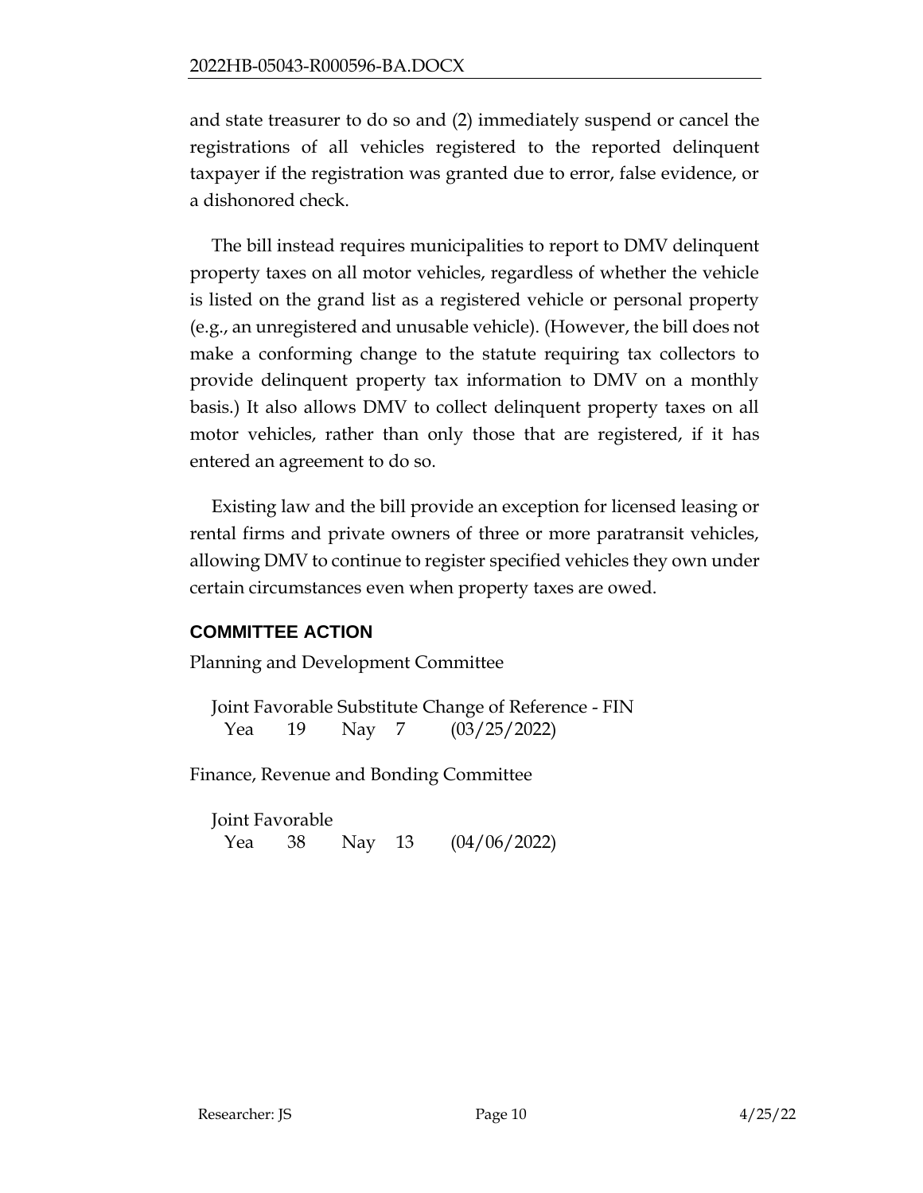and state treasurer to do so and (2) immediately suspend or cancel the registrations of all vehicles registered to the reported delinquent taxpayer if the registration was granted due to error, false evidence, or a dishonored check.

The bill instead requires municipalities to report to DMV delinquent property taxes on all motor vehicles, regardless of whether the vehicle is listed on the grand list as a registered vehicle or personal property (e.g., an unregistered and unusable vehicle). (However, the bill does not make a conforming change to the statute requiring tax collectors to provide delinquent property tax information to DMV on a monthly basis.) It also allows DMV to collect delinquent property taxes on all motor vehicles, rather than only those that are registered, if it has entered an agreement to do so.

Existing law and the bill provide an exception for licensed leasing or rental firms and private owners of three or more paratransit vehicles, allowing DMV to continue to register specified vehicles they own under certain circumstances even when property taxes are owed.

## COMMITTEE ACTION

Planning and Development Committee

| | | | | |
|---|---|---|---|---|
| Joint Favorable Substitute Change of Reference - FIN | | | | |
| Yea | 19 | Nay | 7 | (03/25/2022) |

Finance, Revenue and Bonding Committee

| | | | | |
|---|---|---|---|---|
| Joint Favorable | | | | |
| Yea | 38 | Nay | 13 | (04/06/2022) |